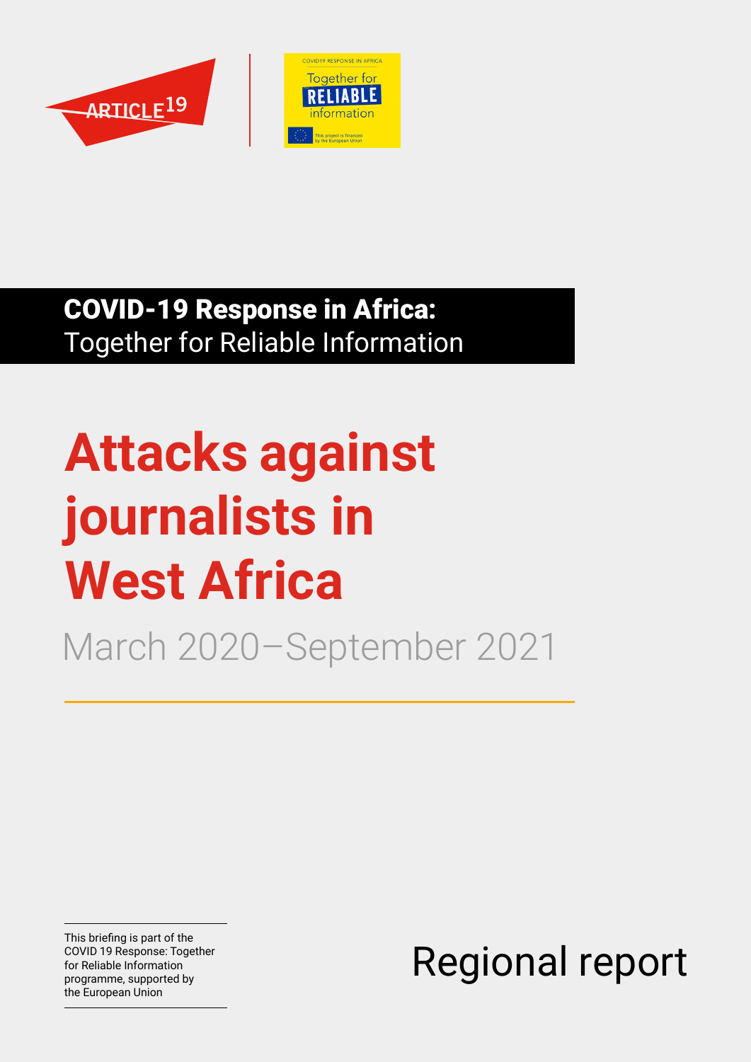ARTICLE 19

COVID19 RESPONSE IN AFRICA

Together for RELIABLE information

This project is financed by the European Union

**COVID-19 Response in Africa:**
Together for Reliable Information

# Attacks against journalists in West Africa

March 2020–September 2021

This briefing is part of the COVID 19 Response: Together for Reliable Information programme, supported by the European Union

Regional report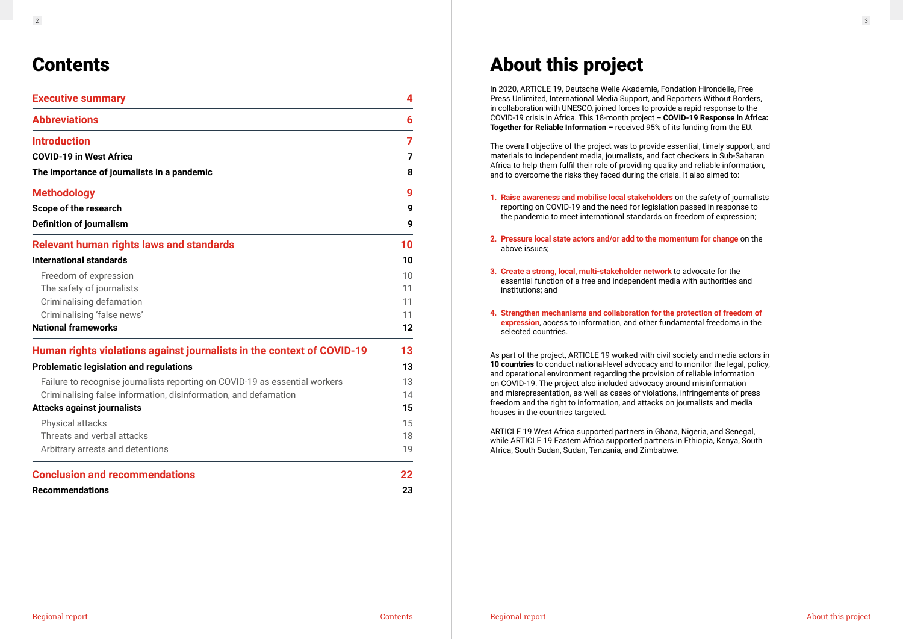# Contents

| | |
|---|---|
| **Executive summary** | **4** |
| **Abbreviations** | **6** |
| **Introduction** | **7** |
| **COVID-19 in West Africa** | **7** |
| **The importance of journalists in a pandemic** | **8** |
| **Methodology** | **9** |
| **Scope of the research** | **9** |
| **Definition of journalism** | **9** |
| **Relevant human rights laws and standards** | **10** |
| **International standards** | **10** |
| Freedom of expression | 10 |
| The safety of journalists | 11 |
| Criminalising defamation | 11 |
| Criminalising 'false news' | 11 |
| **National frameworks** | **12** |
| **Human rights violations against journalists in the context of COVID-19** | **13** |
| **Problematic legislation and regulations** | **13** |
| Failure to recognise journalists reporting on COVID-19 as essential workers | 13 |
| Criminalising false information, disinformation, and defamation | 14 |
| **Attacks against journalists** | **15** |
| Physical attacks | 15 |
| Threats and verbal attacks | 18 |
| Arbitrary arrests and detentions | 19 |
| **Conclusion and recommendations** | **22** |
| **Recommendations** | **23** |

# About this project

In 2020, ARTICLE 19, Deutsche Welle Akademie, Fondation Hirondelle, Free Press Unlimited, International Media Support, and Reporters Without Borders, in collaboration with UNESCO, joined forces to provide a rapid response to the COVID-19 crisis in Africa. This 18-month project **– COVID-19 Response in Africa: Together for Reliable Information –** received 95% of its funding from the EU.

The overall objective of the project was to provide essential, timely support, and materials to independent media, journalists, and fact checkers in Sub-Saharan Africa to help them fulfil their role of providing quality and reliable information, and to overcome the risks they faced during the crisis. It also aimed to:

1. **Raise awareness and mobilise local stakeholders** on the safety of journalists reporting on COVID-19 and the need for legislation passed in response to the pandemic to meet international standards on freedom of expression;

2. **Pressure local state actors and/or add to the momentum for change** on the above issues;

3. **Create a strong, local, multi-stakeholder network** to advocate for the essential function of a free and independent media with authorities and institutions; and

4. **Strengthen mechanisms and collaboration for the protection of freedom of expression**, access to information, and other fundamental freedoms in the selected countries.

As part of the project, ARTICLE 19 worked with civil society and media actors in **10 countries** to conduct national-level advocacy and to monitor the legal, policy, and operational environment regarding the provision of reliable information on COVID-19. The project also included advocacy around misinformation and misrepresentation, as well as cases of violations, infringements of press freedom and the right to information, and attacks on journalists and media houses in the countries targeted.

ARTICLE 19 West Africa supported partners in Ghana, Nigeria, and Senegal, while ARTICLE 19 Eastern Africa supported partners in Ethiopia, Kenya, South Africa, South Sudan, Sudan, Tanzania, and Zimbabwe.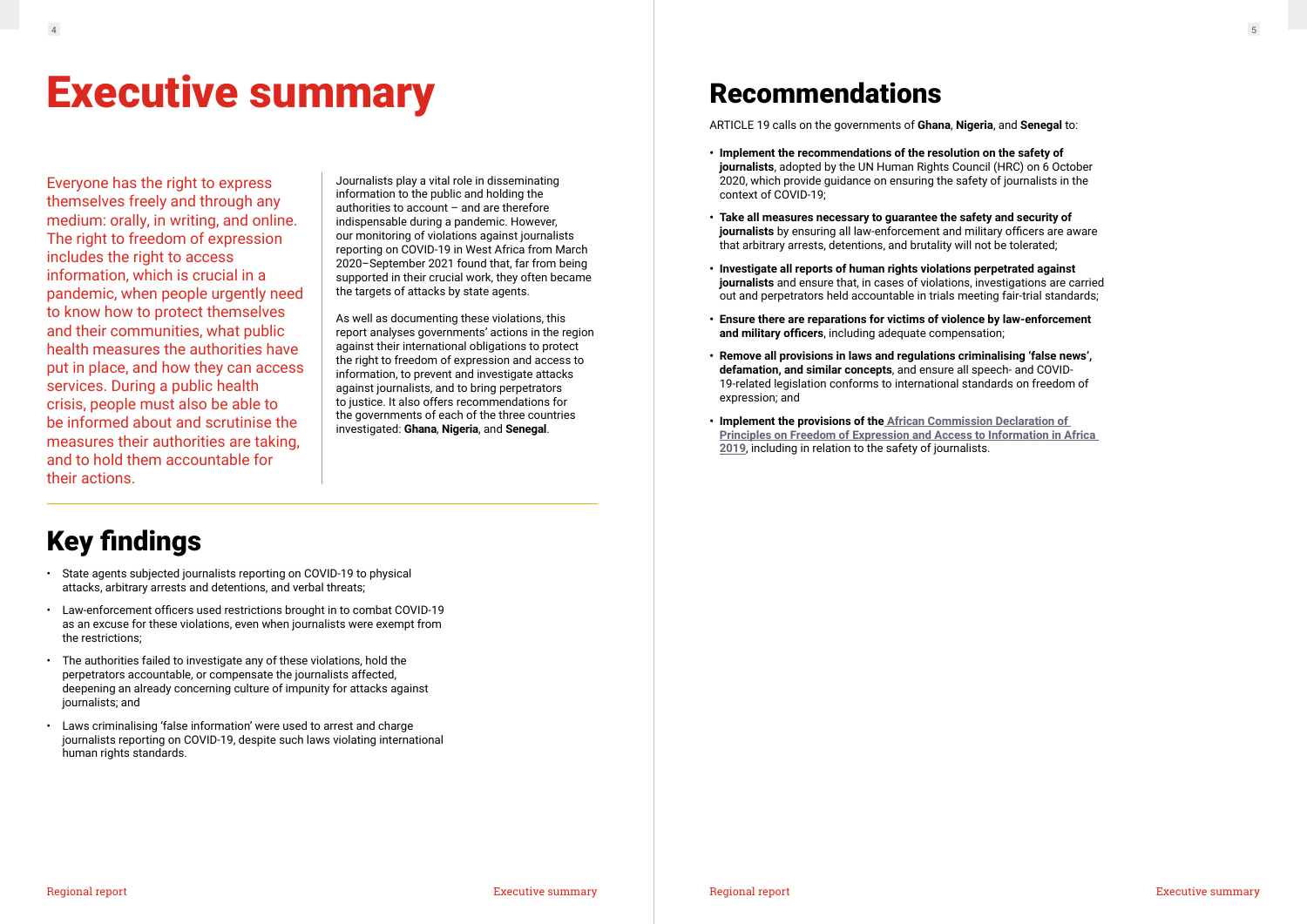# Executive summary

Everyone has the right to express themselves freely and through any medium: orally, in writing, and online. The right to freedom of expression includes the right to access information, which is crucial in a pandemic, when people urgently need to know how to protect themselves and their communities, what public health measures the authorities have put in place, and how they can access services. During a public health crisis, people must also be able to be informed about and scrutinise the measures their authorities are taking, and to hold them accountable for their actions.

Journalists play a vital role in disseminating information to the public and holding the authorities to account – and are therefore indispensable during a pandemic. However, our monitoring of violations against journalists reporting on COVID-19 in West Africa from March 2020–September 2021 found that, far from being supported in their crucial work, they often became the targets of attacks by state agents.

As well as documenting these violations, this report analyses governments' actions in the region against their international obligations to protect the right to freedom of expression and access to information, to prevent and investigate attacks against journalists, and to bring perpetrators to justice. It also offers recommendations for the governments of each of the three countries investigated: **Ghana**, **Nigeria**, and **Senegal**.

## Key findings

- State agents subjected journalists reporting on COVID-19 to physical attacks, arbitrary arrests and detentions, and verbal threats;
- Law-enforcement officers used restrictions brought in to combat COVID-19 as an excuse for these violations, even when journalists were exempt from the restrictions;
- The authorities failed to investigate any of these violations, hold the perpetrators accountable, or compensate the journalists affected, deepening an already concerning culture of impunity for attacks against journalists; and
- Laws criminalising 'false information' were used to arrest and charge journalists reporting on COVID-19, despite such laws violating international human rights standards.

## Recommendations

ARTICLE 19 calls on the governments of **Ghana**, **Nigeria**, and **Senegal** to:

- **Implement the recommendations of the resolution on the safety of journalists**, adopted by the UN Human Rights Council (HRC) on 6 October 2020, which provide guidance on ensuring the safety of journalists in the context of COVID-19;
- **Take all measures necessary to guarantee the safety and security of journalists** by ensuring all law-enforcement and military officers are aware that arbitrary arrests, detentions, and brutality will not be tolerated;
- **Investigate all reports of human rights violations perpetrated against journalists** and ensure that, in cases of violations, investigations are carried out and perpetrators held accountable in trials meeting fair-trial standards;
- **Ensure there are reparations for victims of violence by law-enforcement and military officers**, including adequate compensation;
- **Remove all provisions in laws and regulations criminalising 'false news', defamation, and similar concepts**, and ensure all speech- and COVID-19-related legislation conforms to international standards on freedom of expression; and
- **Implement the provisions of the African Commission Declaration of Principles on Freedom of Expression and Access to Information in Africa 2019**, including in relation to the safety of journalists.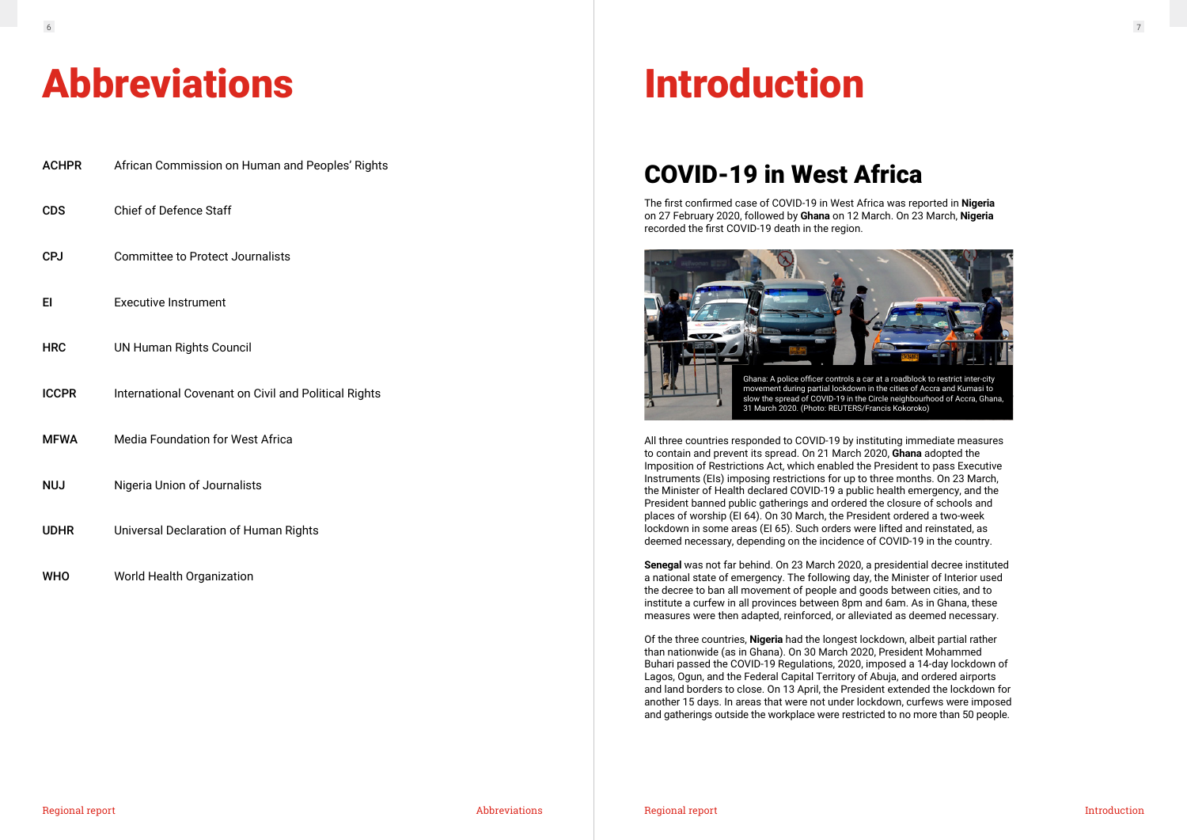# Abbreviations

| | |
|---|---|
| ACHPR | African Commission on Human and Peoples' Rights |
| CDS | Chief of Defence Staff |
| CPJ | Committee to Protect Journalists |
| EI | Executive Instrument |
| HRC | UN Human Rights Council |
| ICCPR | International Covenant on Civil and Political Rights |
| MFWA | Media Foundation for West Africa |
| NUJ | Nigeria Union of Journalists |
| UDHR | Universal Declaration of Human Rights |
| WHO | World Health Organization |

# Introduction

## COVID-19 in West Africa

The first confirmed case of COVID-19 in West Africa was reported in **Nigeria** on 27 February 2020, followed by **Ghana** on 12 March. On 23 March, **Nigeria** recorded the first COVID-19 death in the region.

Ghana: A police officer controls a car at a roadblock to restrict inter-city movement during partial lockdown in the cities of Accra and Kumasi to slow the spread of COVID-19 in the Circle neighbourhood of Accra, Ghana, 31 March 2020. (Photo: REUTERS/Francis Kokoroko)

All three countries responded to COVID-19 by instituting immediate measures to contain and prevent its spread. On 21 March 2020, **Ghana** adopted the Imposition of Restrictions Act, which enabled the President to pass Executive Instruments (EIs) imposing restrictions for up to three months. On 23 March, the Minister of Health declared COVID-19 a public health emergency, and the President banned public gatherings and ordered the closure of schools and places of worship (EI 64). On 30 March, the President ordered a two-week lockdown in some areas (EI 65). Such orders were lifted and reinstated, as deemed necessary, depending on the incidence of COVID-19 in the country.

**Senegal** was not far behind. On 23 March 2020, a presidential decree instituted a national state of emergency. The following day, the Minister of Interior used the decree to ban all movement of people and goods between cities, and to institute a curfew in all provinces between 8pm and 6am. As in Ghana, these measures were then adapted, reinforced, or alleviated as deemed necessary.

Of the three countries, **Nigeria** had the longest lockdown, albeit partial rather than nationwide (as in Ghana). On 30 March 2020, President Mohammed Buhari passed the COVID-19 Regulations, 2020, imposed a 14-day lockdown of Lagos, Ogun, and the Federal Capital Territory of Abuja, and ordered airports and land borders to close. On 13 April, the President extended the lockdown for another 15 days. In areas that were not under lockdown, curfews were imposed and gatherings outside the workplace were restricted to no more than 50 people.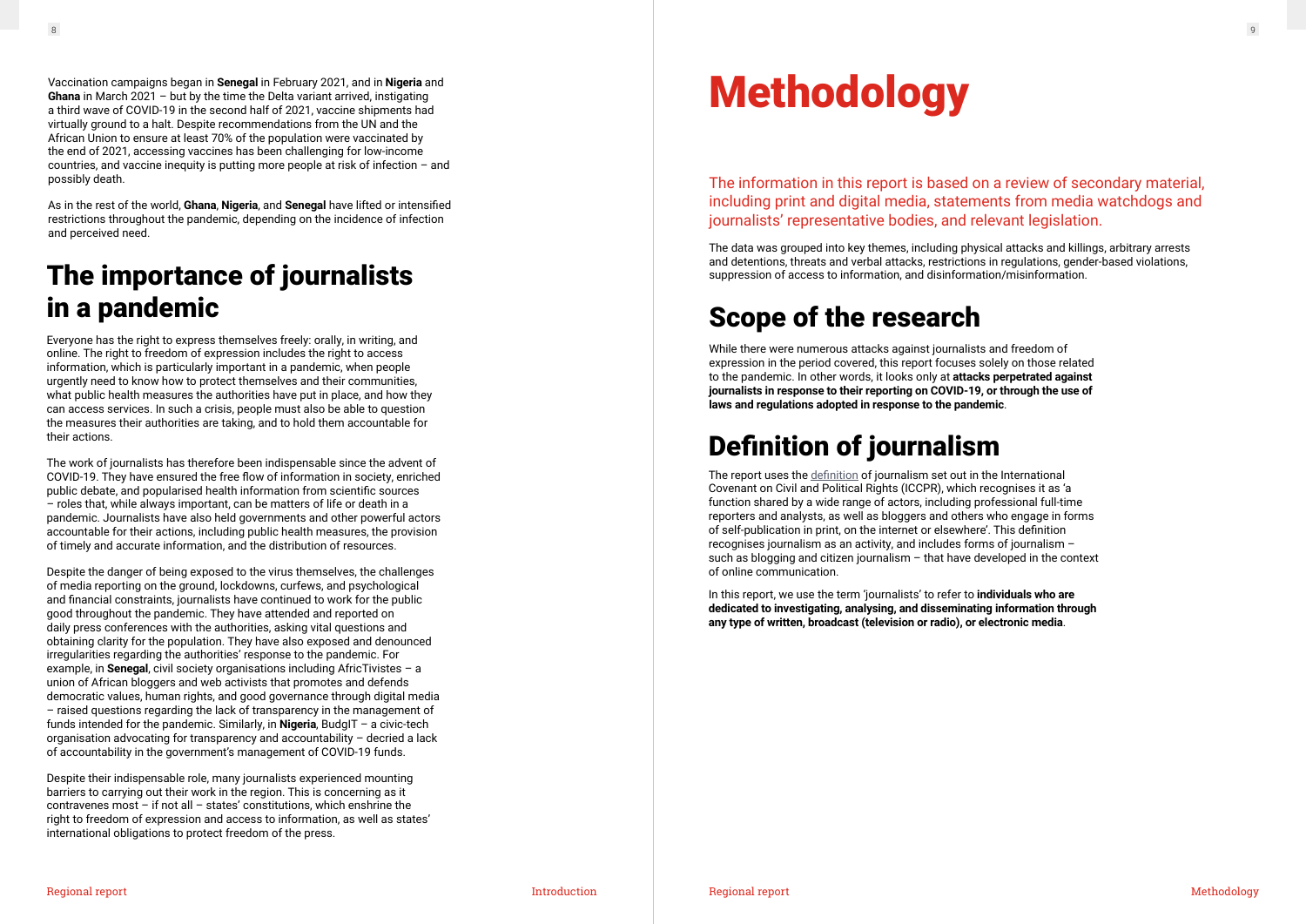Vaccination campaigns began in **Senegal** in February 2021, and in **Nigeria** and **Ghana** in March 2021 – but by the time the Delta variant arrived, instigating a third wave of COVID-19 in the second half of 2021, vaccine shipments had virtually ground to a halt. Despite recommendations from the UN and the African Union to ensure at least 70% of the population were vaccinated by the end of 2021, accessing vaccines has been challenging for low-income countries, and vaccine inequity is putting more people at risk of infection – and possibly death.

As in the rest of the world, **Ghana**, **Nigeria**, and **Senegal** have lifted or intensified restrictions throughout the pandemic, depending on the incidence of infection and perceived need.

## The importance of journalists in a pandemic

Everyone has the right to express themselves freely: orally, in writing, and online. The right to freedom of expression includes the right to access information, which is particularly important in a pandemic, when people urgently need to know how to protect themselves and their communities, what public health measures the authorities have put in place, and how they can access services. In such a crisis, people must also be able to question the measures their authorities are taking, and to hold them accountable for their actions.

The work of journalists has therefore been indispensable since the advent of COVID-19. They have ensured the free flow of information in society, enriched public debate, and popularised health information from scientific sources – roles that, while always important, can be matters of life or death in a pandemic. Journalists have also held governments and other powerful actors accountable for their actions, including public health measures, the provision of timely and accurate information, and the distribution of resources.

Despite the danger of being exposed to the virus themselves, the challenges of media reporting on the ground, lockdowns, curfews, and psychological and financial constraints, journalists have continued to work for the public good throughout the pandemic. They have attended and reported on daily press conferences with the authorities, asking vital questions and obtaining clarity for the population. They have also exposed and denounced irregularities regarding the authorities' response to the pandemic. For example, in **Senegal**, civil society organisations including AfricTivistes – a union of African bloggers and web activists that promotes and defends democratic values, human rights, and good governance through digital media – raised questions regarding the lack of transparency in the management of funds intended for the pandemic. Similarly, in **Nigeria**, BudgIT – a civic-tech organisation advocating for transparency and accountability – decried a lack of accountability in the government's management of COVID-19 funds.

Despite their indispensable role, many journalists experienced mounting barriers to carrying out their work in the region. This is concerning as it contravenes most – if not all – states' constitutions, which enshrine the right to freedom of expression and access to information, as well as states' international obligations to protect freedom of the press.

# Methodology

The information in this report is based on a review of secondary material, including print and digital media, statements from media watchdogs and journalists' representative bodies, and relevant legislation.

The data was grouped into key themes, including physical attacks and killings, arbitrary arrests and detentions, threats and verbal attacks, restrictions in regulations, gender-based violations, suppression of access to information, and disinformation/misinformation.

## Scope of the research

While there were numerous attacks against journalists and freedom of expression in the period covered, this report focuses solely on those related to the pandemic. In other words, it looks only at **attacks perpetrated against journalists in response to their reporting on COVID-19, or through the use of laws and regulations adopted in response to the pandemic**.

## Definition of journalism

The report uses the definition of journalism set out in the International Covenant on Civil and Political Rights (ICCPR), which recognises it as 'a function shared by a wide range of actors, including professional full-time reporters and analysts, as well as bloggers and others who engage in forms of self-publication in print, on the internet or elsewhere'. This definition recognises journalism as an activity, and includes forms of journalism – such as blogging and citizen journalism – that have developed in the context of online communication.

In this report, we use the term 'journalists' to refer to **individuals who are dedicated to investigating, analysing, and disseminating information through any type of written, broadcast (television or radio), or electronic media**.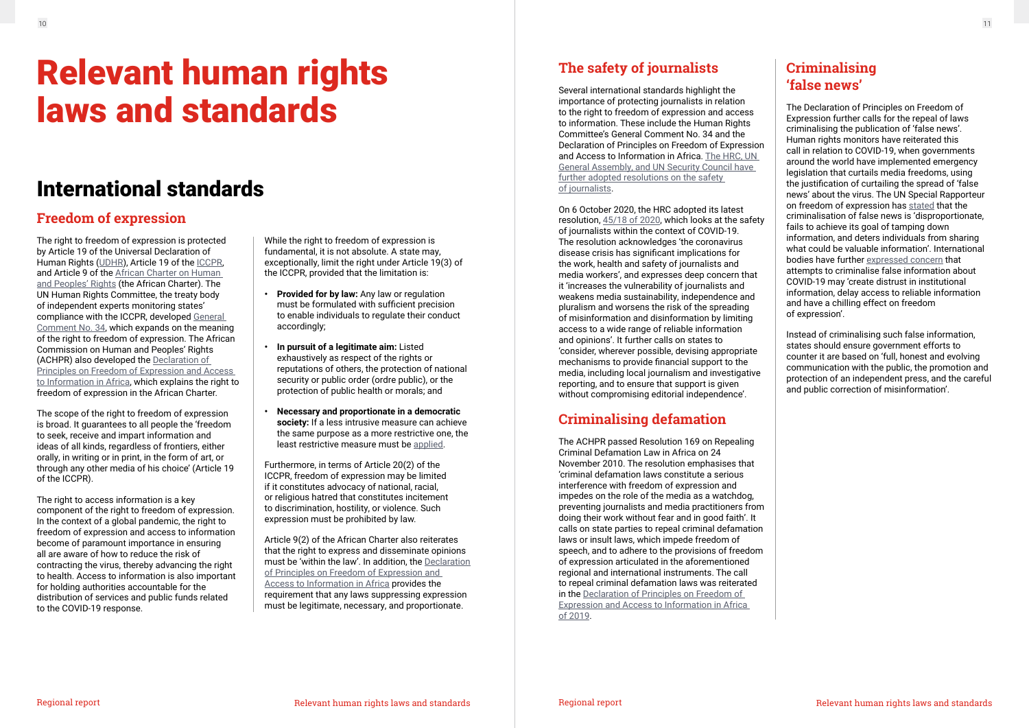# Relevant human rights laws and standards

## International standards

### Freedom of expression

The right to freedom of expression is protected by Article 19 of the Universal Declaration of Human Rights (UDHR), Article 19 of the ICCPR, and Article 9 of the African Charter on Human and Peoples' Rights (the African Charter). The UN Human Rights Committee, the treaty body of independent experts monitoring states' compliance with the ICCPR, developed General Comment No. 34, which expands on the meaning of the right to freedom of expression. The African Commission on Human and Peoples' Rights (ACHPR) also developed the Declaration of Principles on Freedom of Expression and Access to Information in Africa, which explains the right to freedom of expression in the African Charter.

The scope of the right to freedom of expression is broad. It guarantees to all people the 'freedom to seek, receive and impart information and ideas of all kinds, regardless of frontiers, either orally, in writing or in print, in the form of art, or through any other media of his choice' (Article 19 of the ICCPR).

The right to access information is a key component of the right to freedom of expression. In the context of a global pandemic, the right to freedom of expression and access to information become of paramount importance in ensuring all are aware of how to reduce the risk of contracting the virus, thereby advancing the right to health. Access to information is also important for holding authorities accountable for the distribution of services and public funds related to the COVID-19 response.

While the right to freedom of expression is fundamental, it is not absolute. A state may, exceptionally, limit the right under Article 19(3) of the ICCPR, provided that the limitation is:

- **Provided for by law:** Any law or regulation must be formulated with sufficient precision to enable individuals to regulate their conduct accordingly;
- **In pursuit of a legitimate aim:** Listed exhaustively as respect of the rights or reputations of others, the protection of national security or public order (ordre public), or the protection of public health or morals; and
- **Necessary and proportionate in a democratic society:** If a less intrusive measure can achieve the same purpose as a more restrictive one, the least restrictive measure must be applied.

Furthermore, in terms of Article 20(2) of the ICCPR, freedom of expression may be limited if it constitutes advocacy of national, racial, or religious hatred that constitutes incitement to discrimination, hostility, or violence. Such expression must be prohibited by law.

Article 9(2) of the African Charter also reiterates that the right to express and disseminate opinions must be 'within the law'. In addition, the Declaration of Principles on Freedom of Expression and Access to Information in Africa provides the requirement that any laws suppressing expression must be legitimate, necessary, and proportionate.

### The safety of journalists

Several international standards highlight the importance of protecting journalists in relation to the right to freedom of expression and access to information. These include the Human Rights Committee's General Comment No. 34 and the Declaration of Principles on Freedom of Expression and Access to Information in Africa. The HRC, UN General Assembly, and UN Security Council have further adopted resolutions on the safety of journalists.

On 6 October 2020, the HRC adopted its latest resolution, 45/18 of 2020, which looks at the safety of journalists within the context of COVID-19. The resolution acknowledges 'the coronavirus disease crisis has significant implications for the work, health and safety of journalists and media workers', and expresses deep concern that it 'increases the vulnerability of journalists and weakens media sustainability, independence and pluralism and worsens the risk of the spreading of misinformation and disinformation by limiting access to a wide range of reliable information and opinions'. It further calls on states to 'consider, wherever possible, devising appropriate mechanisms to provide financial support to the media, including local journalism and investigative reporting, and to ensure that support is given without compromising editorial independence'.

### Criminalising defamation

The ACHPR passed Resolution 169 on Repealing Criminal Defamation Law in Africa on 24 November 2010. The resolution emphasises that 'criminal defamation laws constitute a serious interference with freedom of expression and impedes on the role of the media as a watchdog, preventing journalists and media practitioners from doing their work without fear and in good faith'. It calls on state parties to repeal criminal defamation laws or insult laws, which impede freedom of speech, and to adhere to the provisions of freedom of expression articulated in the aforementioned regional and international instruments. The call to repeal criminal defamation laws was reiterated in the Declaration of Principles on Freedom of Expression and Access to Information in Africa of 2019.

### Criminalising 'false news'

The Declaration of Principles on Freedom of Expression further calls for the repeal of laws criminalising the publication of 'false news'. Human rights monitors have reiterated this call in relation to COVID-19, when governments around the world have implemented emergency legislation that curtails media freedoms, using the justification of curtailing the spread of 'false news' about the virus. The UN Special Rapporteur on freedom of expression has stated that the criminalisation of false news is 'disproportionate, fails to achieve its goal of tamping down information, and deters individuals from sharing what could be valuable information'. International bodies have further expressed concern that attempts to criminalise false information about COVID-19 may 'create distrust in institutional information, delay access to reliable information and have a chilling effect on freedom of expression'.

Instead of criminalising such false information, states should ensure government efforts to counter it are based on 'full, honest and evolving communication with the public, the promotion and protection of an independent press, and the careful and public correction of misinformation'.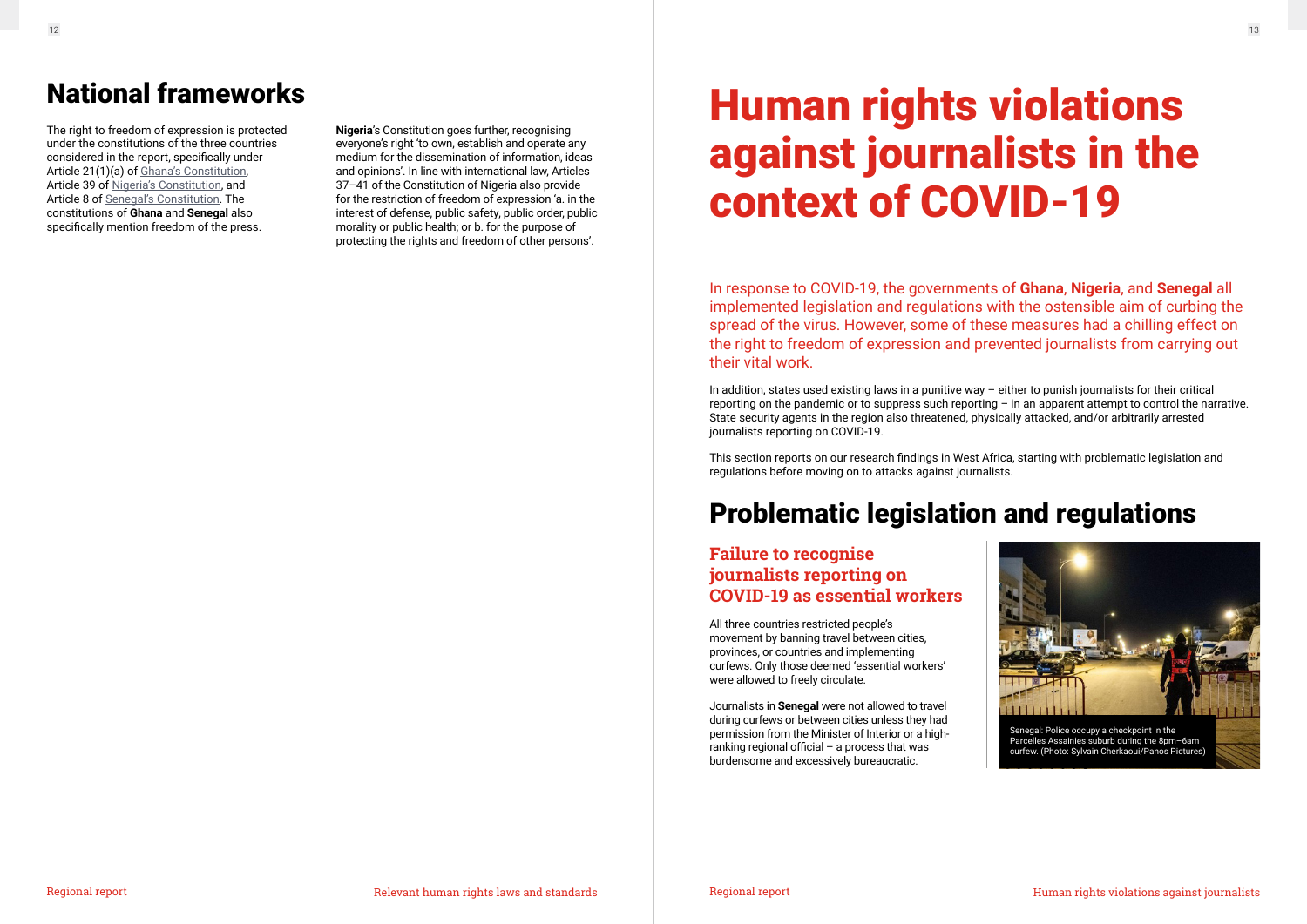## National frameworks

The right to freedom of expression is protected under the constitutions of the three countries considered in the report, specifically under Article 21(1)(a) of Ghana's Constitution, Article 39 of Nigeria's Constitution, and Article 8 of Senegal's Constitution. The constitutions of **Ghana** and **Senegal** also specifically mention freedom of the press.

**Nigeria**'s Constitution goes further, recognising everyone's right 'to own, establish and operate any medium for the dissemination of information, ideas and opinions'. In line with international law, Articles 37–41 of the Constitution of Nigeria also provide for the restriction of freedom of expression 'a. in the interest of defense, public safety, public order, public morality or public health; or b. for the purpose of protecting the rights and freedom of other persons'.

# Human rights violations against journalists in the context of COVID-19

In response to COVID-19, the governments of **Ghana**, **Nigeria**, and **Senegal** all implemented legislation and regulations with the ostensible aim of curbing the spread of the virus. However, some of these measures had a chilling effect on the right to freedom of expression and prevented journalists from carrying out their vital work.

In addition, states used existing laws in a punitive way – either to punish journalists for their critical reporting on the pandemic or to suppress such reporting – in an apparent attempt to control the narrative. State security agents in the region also threatened, physically attacked, and/or arbitrarily arrested journalists reporting on COVID-19.

This section reports on our research findings in West Africa, starting with problematic legislation and regulations before moving on to attacks against journalists.

## Problematic legislation and regulations

### Failure to recognise journalists reporting on COVID-19 as essential workers

All three countries restricted people's movement by banning travel between cities, provinces, or countries and implementing curfews. Only those deemed 'essential workers' were allowed to freely circulate.

Journalists in **Senegal** were not allowed to travel during curfews or between cities unless they had permission from the Minister of Interior or a high-ranking regional official – a process that was burdensome and excessively bureaucratic.

Senegal: Police occupy a checkpoint in the Parcelles Assainies suburb during the 8pm–6am curfew. (Photo: Sylvain Cherkaoui/Panos Pictures)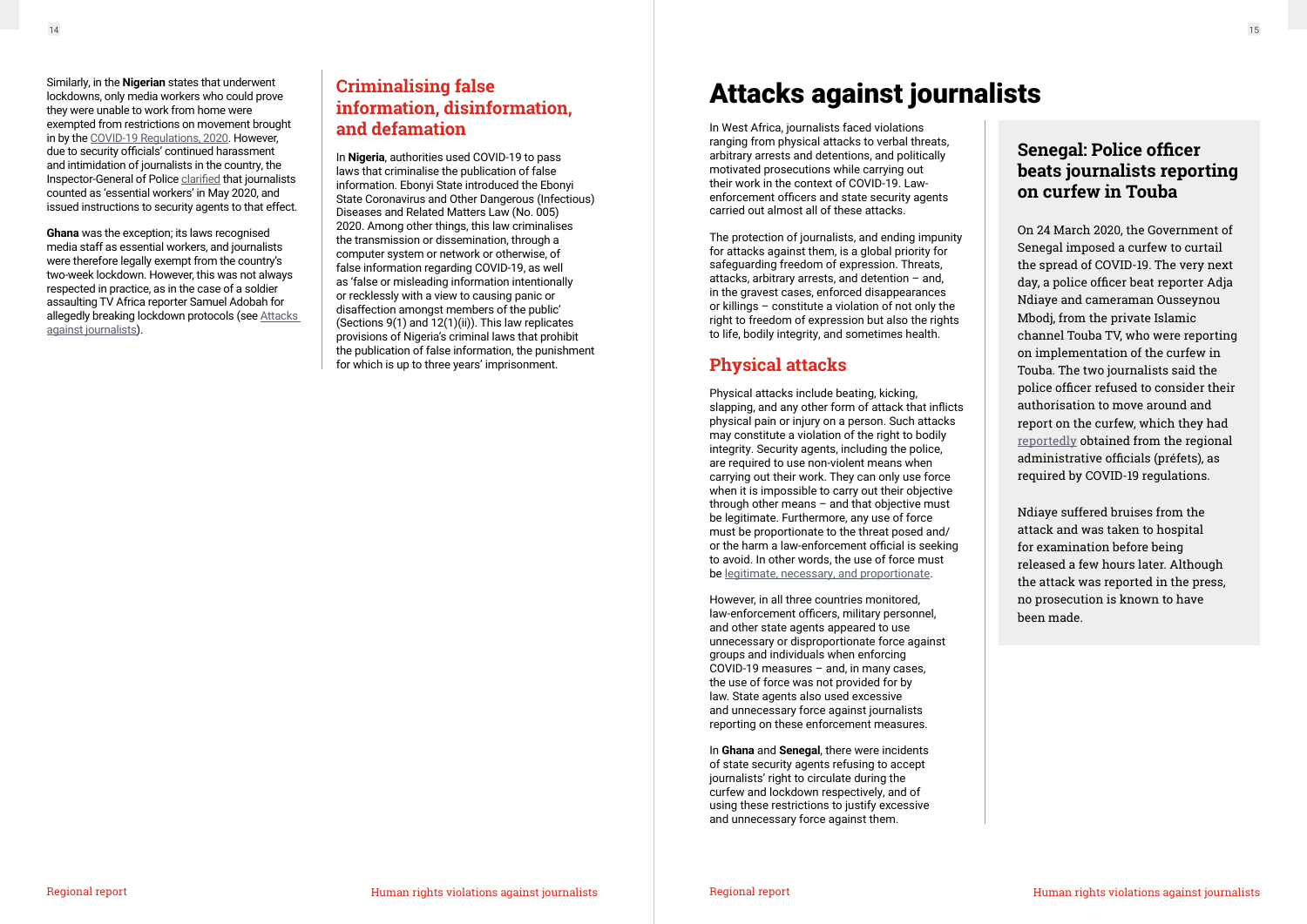Similarly, in the **Nigerian** states that underwent lockdowns, only media workers who could prove they were unable to work from home were exempted from restrictions on movement brought in by the COVID-19 Regulations, 2020. However, due to security officials' continued harassment and intimidation of journalists in the country, the Inspector-General of Police clarified that journalists counted as 'essential workers' in May 2020, and issued instructions to security agents to that effect.

**Ghana** was the exception; its laws recognised media staff as essential workers, and journalists were therefore legally exempt from the country's two-week lockdown. However, this was not always respected in practice, as in the case of a soldier assaulting TV Africa reporter Samuel Adobah for allegedly breaking lockdown protocols (see Attacks against journalists).

## Criminalising false information, disinformation, and defamation

In **Nigeria**, authorities used COVID-19 to pass laws that criminalise the publication of false information. Ebonyi State introduced the Ebonyi State Coronavirus and Other Dangerous (Infectious) Diseases and Related Matters Law (No. 005) 2020. Among other things, this law criminalises the transmission or dissemination, through a computer system or network or otherwise, of false information regarding COVID-19, as well as 'false or misleading information intentionally or recklessly with a view to causing panic or disaffection amongst members of the public' (Sections 9(1) and 12(1)(ii)). This law replicates provisions of Nigeria's criminal laws that prohibit the publication of false information, the punishment for which is up to three years' imprisonment.

# Attacks against journalists

In West Africa, journalists faced violations ranging from physical attacks to verbal threats, arbitrary arrests and detentions, and politically motivated prosecutions while carrying out their work in the context of COVID-19. Law-enforcement officers and state security agents carried out almost all of these attacks.

The protection of journalists, and ending impunity for attacks against them, is a global priority for safeguarding freedom of expression. Threats, attacks, arbitrary arrests, and detention – and, in the gravest cases, enforced disappearances or killings – constitute a violation of not only the right to freedom of expression but also the rights to life, bodily integrity, and sometimes health.

## Physical attacks

Physical attacks include beating, kicking, slapping, and any other form of attack that inflicts physical pain or injury on a person. Such attacks may constitute a violation of the right to bodily integrity. Security agents, including the police, are required to use non-violent means when carrying out their work. They can only use force when it is impossible to carry out their objective through other means – and that objective must be legitimate. Furthermore, any use of force must be proportionate to the threat posed and/or the harm a law-enforcement official is seeking to avoid. In other words, the use of force must be legitimate, necessary, and proportionate.

However, in all three countries monitored, law-enforcement officers, military personnel, and other state agents appeared to use unnecessary or disproportionate force against groups and individuals when enforcing COVID-19 measures – and, in many cases, the use of force was not provided for by law. State agents also used excessive and unnecessary force against journalists reporting on these enforcement measures.

In **Ghana** and **Senegal**, there were incidents of state security agents refusing to accept journalists' right to circulate during the curfew and lockdown respectively, and of using these restrictions to justify excessive and unnecessary force against them.

### Senegal: Police officer beats journalists reporting on curfew in Touba

On 24 March 2020, the Government of Senegal imposed a curfew to curtail the spread of COVID-19. The very next day, a police officer beat reporter Adja Ndiaye and cameraman Ousseynou Mbodj, from the private Islamic channel Touba TV, who were reporting on implementation of the curfew in Touba. The two journalists said the police officer refused to consider their authorisation to move around and report on the curfew, which they had reportedly obtained from the regional administrative officials (préfets), as required by COVID-19 regulations.

Ndiaye suffered bruises from the attack and was taken to hospital for examination before being released a few hours later. Although the attack was reported in the press, no prosecution is known to have been made.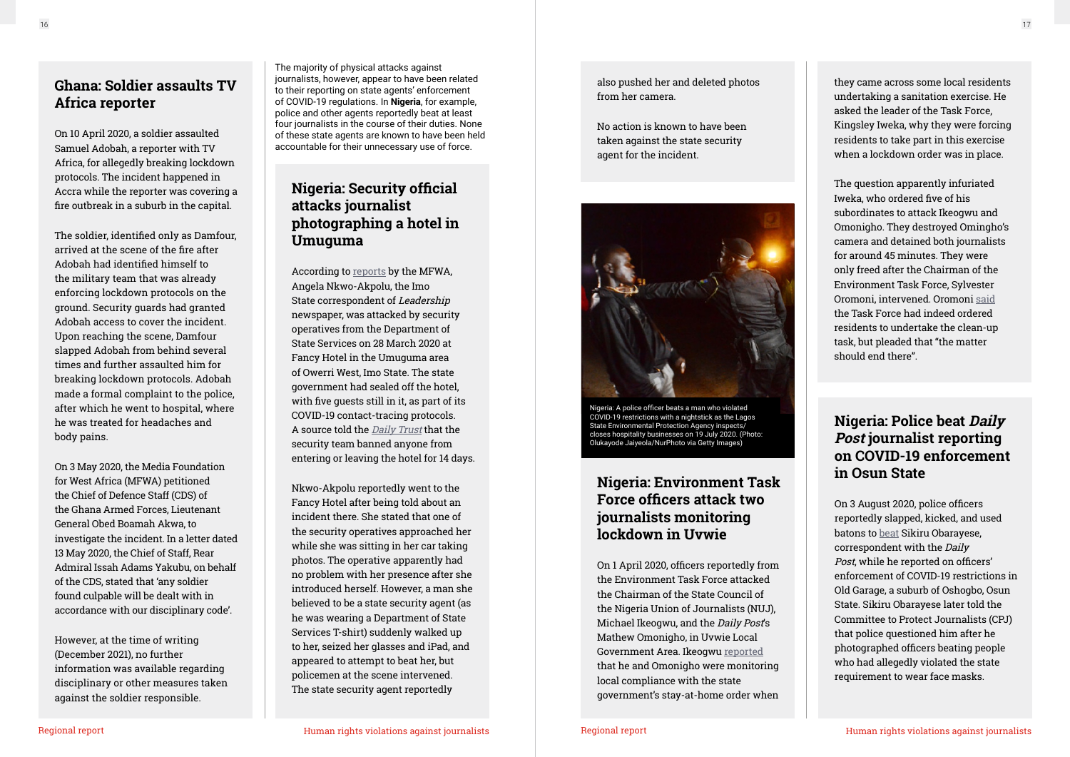## Ghana: Soldier assaults TV Africa reporter

On 10 April 2020, a soldier assaulted Samuel Adobah, a reporter with TV Africa, for allegedly breaking lockdown protocols. The incident happened in Accra while the reporter was covering a fire outbreak in a suburb in the capital.

The soldier, identified only as Damfour, arrived at the scene of the fire after Adobah had identified himself to the military team that was already enforcing lockdown protocols on the ground. Security guards had granted Adobah access to cover the incident. Upon reaching the scene, Damfour slapped Adobah from behind several times and further assaulted him for breaking lockdown protocols. Adobah made a formal complaint to the police, after which he went to hospital, where he was treated for headaches and body pains.

On 3 May 2020, the Media Foundation for West Africa (MFWA) petitioned the Chief of Defence Staff (CDS) of the Ghana Armed Forces, Lieutenant General Obed Boamah Akwa, to investigate the incident. In a letter dated 13 May 2020, the Chief of Staff, Rear Admiral Issah Adams Yakubu, on behalf of the CDS, stated that 'any soldier found culpable will be dealt with in accordance with our disciplinary code'.

However, at the time of writing (December 2021), no further information was available regarding disciplinary or other measures taken against the soldier responsible.

The majority of physical attacks against journalists, however, appear to have been related to their reporting on state agents' enforcement of COVID-19 regulations. In **Nigeria**, for example, police and other agents reportedly beat at least four journalists in the course of their duties. None of these state agents are known to have been held accountable for their unnecessary use of force.

## Nigeria: Security official attacks journalist photographing a hotel in Umuguma

According to reports by the MFWA, Angela Nkwo-Akpolu, the Imo State correspondent of *Leadership* newspaper, was attacked by security operatives from the Department of State Services on 28 March 2020 at Fancy Hotel in the Umuguma area of Owerri West, Imo State. The state government had sealed off the hotel, with five guests still in it, as part of its COVID-19 contact-tracing protocols. A source told the *Daily Trust* that the security team banned anyone from entering or leaving the hotel for 14 days.

Nkwo-Akpolu reportedly went to the Fancy Hotel after being told about an incident there. She stated that one of the security operatives approached her while she was sitting in her car taking photos. The operative apparently had no problem with her presence after she introduced herself. However, a man she believed to be a state security agent (as he was wearing a Department of State Services T-shirt) suddenly walked up to her, seized her glasses and iPad, and appeared to attempt to beat her, but policemen at the scene intervened. The state security agent reportedly also pushed her and deleted photos from her camera.

No action is known to have been taken against the state security agent for the incident.

Nigeria: A police officer beats a man who violated COVID-19 restrictions with a nightstick as the Lagos State Environmental Protection Agency inspects/closes hospitality businesses on 19 July 2020. (Photo: Olukayode Jaiyeola/NurPhoto via Getty Images)

## Nigeria: Environment Task Force officers attack two journalists monitoring lockdown in Uvwie

On 1 April 2020, officers reportedly from the Environment Task Force attacked the Chairman of the State Council of the Nigeria Union of Journalists (NUJ), Michael Ikeogwu, and the *Daily Post*'s Mathew Omonigho, in Uvwie Local Government Area. Ikeogwu reported that he and Omonigho were monitoring local compliance with the state government's stay-at-home order when they came across some local residents undertaking a sanitation exercise. He asked the leader of the Task Force, Kingsley Iweka, why they were forcing residents to take part in this exercise when a lockdown order was in place.

The question apparently infuriated Iweka, who ordered five of his subordinates to attack Ikeogwu and Omonigho. They destroyed Omingho's camera and detained both journalists for around 45 minutes. They were only freed after the Chairman of the Environment Task Force, Sylvester Oromoni, intervened. Oromoni said the Task Force had indeed ordered residents to undertake the clean-up task, but pleaded that "the matter should end there".

## Nigeria: Police beat *Daily Post* journalist reporting on COVID-19 enforcement in Osun State

On 3 August 2020, police officers reportedly slapped, kicked, and used batons to beat Sikiru Obarayese, correspondent with the *Daily Post*, while he reported on officers' enforcement of COVID-19 restrictions in Old Garage, a suburb of Oshogbo, Osun State. Sikiru Obarayese later told the Committee to Protect Journalists (CPJ) that police questioned him after he photographed officers beating people who had allegedly violated the state requirement to wear face masks.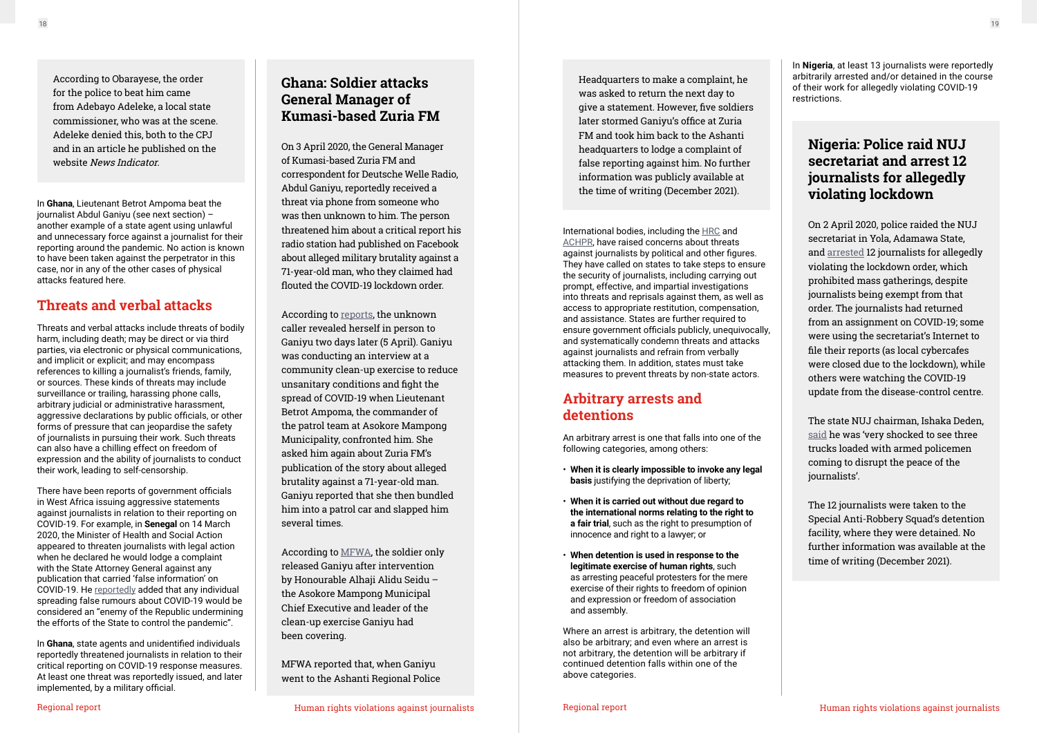According to Obarayese, the order for the police to beat him came from Adebayo Adeleke, a local state commissioner, who was at the scene. Adeleke denied this, both to the CPJ and in an article he published on the website *News Indicator*.

In **Ghana**, Lieutenant Betrot Ampoma beat the journalist Abdul Ganiyu (see next section) – another example of a state agent using unlawful and unnecessary force against a journalist for their reporting around the pandemic. No action is known to have been taken against the perpetrator in this case, nor in any of the other cases of physical attacks featured here.

## Threats and verbal attacks

Threats and verbal attacks include threats of bodily harm, including death; may be direct or via third parties, via electronic or physical communications, and implicit or explicit; and may encompass references to killing a journalist's friends, family, or sources. These kinds of threats may include surveillance or trailing, harassing phone calls, arbitrary judicial or administrative harassment, aggressive declarations by public officials, or other forms of pressure that can jeopardise the safety of journalists in pursuing their work. Such threats can also have a chilling effect on freedom of expression and the ability of journalists to conduct their work, leading to self-censorship.

There have been reports of government officials in West Africa issuing aggressive statements against journalists in relation to their reporting on COVID-19. For example, in **Senegal** on 14 March 2020, the Minister of Health and Social Action appeared to threaten journalists with legal action when he declared he would lodge a complaint with the State Attorney General against any publication that carried 'false information' on COVID-19. He reportedly added that any individual spreading false rumours about COVID-19 would be considered an "enemy of the Republic undermining the efforts of the State to control the pandemic".

In **Ghana**, state agents and unidentified individuals reportedly threatened journalists in relation to their critical reporting on COVID-19 response measures. At least one threat was reportedly issued, and later implemented, by a military official.

### Ghana: Soldier attacks General Manager of Kumasi-based Zuria FM

On 3 April 2020, the General Manager of Kumasi-based Zuria FM and correspondent for Deutsche Welle Radio, Abdul Ganiyu, reportedly received a threat via phone from someone who was then unknown to him. The person threatened him about a critical report his radio station had published on Facebook about alleged military brutality against a 71-year-old man, who they claimed had flouted the COVID-19 lockdown order.

According to reports, the unknown caller revealed herself in person to Ganiyu two days later (5 April). Ganiyu was conducting an interview at a community clean-up exercise to reduce unsanitary conditions and fight the spread of COVID-19 when Lieutenant Betrot Ampoma, the commander of the patrol team at Asokore Mampong Municipality, confronted him. She asked him again about Zuria FM's publication of the story about alleged brutality against a 71-year-old man. Ganiyu reported that she then bundled him into a patrol car and slapped him several times.

According to MFWA, the soldier only released Ganiyu after intervention by Honourable Alhaji Alidu Seidu – the Asokore Mampong Municipal Chief Executive and leader of the clean-up exercise Ganiyu had been covering.

MFWA reported that, when Ganiyu went to the Ashanti Regional Police Headquarters to make a complaint, he was asked to return the next day to give a statement. However, five soldiers later stormed Ganiyu's office at Zuria FM and took him back to the Ashanti headquarters to lodge a complaint of false reporting against him. No further information was publicly available at the time of writing (December 2021).

International bodies, including the HRC and ACHPR, have raised concerns about threats against journalists by political and other figures. They have called on states to take steps to ensure the security of journalists, including carrying out prompt, effective, and impartial investigations into threats and reprisals against them, as well as access to appropriate restitution, compensation, and assistance. States are further required to ensure government officials publicly, unequivocally, and systematically condemn threats and attacks against journalists and refrain from verbally attacking them. In addition, states must take measures to prevent threats by non-state actors.

## Arbitrary arrests and detentions

An arbitrary arrest is one that falls into one of the following categories, among others:

- **When it is clearly impossible to invoke any legal basis** justifying the deprivation of liberty;
- **When it is carried out without due regard to the international norms relating to the right to a fair trial**, such as the right to presumption of innocence and right to a lawyer; or
- **When detention is used in response to the legitimate exercise of human rights**, such as arresting peaceful protesters for the mere exercise of their rights to freedom of opinion and expression or freedom of association and assembly.

Where an arrest is arbitrary, the detention will also be arbitrary; and even where an arrest is not arbitrary, the detention will be arbitrary if continued detention falls within one of the above categories.

In **Nigeria**, at least 13 journalists were reportedly arbitrarily arrested and/or detained in the course of their work for allegedly violating COVID-19 restrictions.

### Nigeria: Police raid NUJ secretariat and arrest 12 journalists for allegedly violating lockdown

On 2 April 2020, police raided the NUJ secretariat in Yola, Adamawa State, and arrested 12 journalists for allegedly violating the lockdown order, which prohibited mass gatherings, despite journalists being exempt from that order. The journalists had returned from an assignment on COVID-19; some were using the secretariat's Internet to file their reports (as local cybercafes were closed due to the lockdown), while others were watching the COVID-19 update from the disease-control centre.

The state NUJ chairman, Ishaka Deden, said he was 'very shocked to see three trucks loaded with armed policemen coming to disrupt the peace of the journalists'.

The 12 journalists were taken to the Special Anti-Robbery Squad's detention facility, where they were detained. No further information was available at the time of writing (December 2021).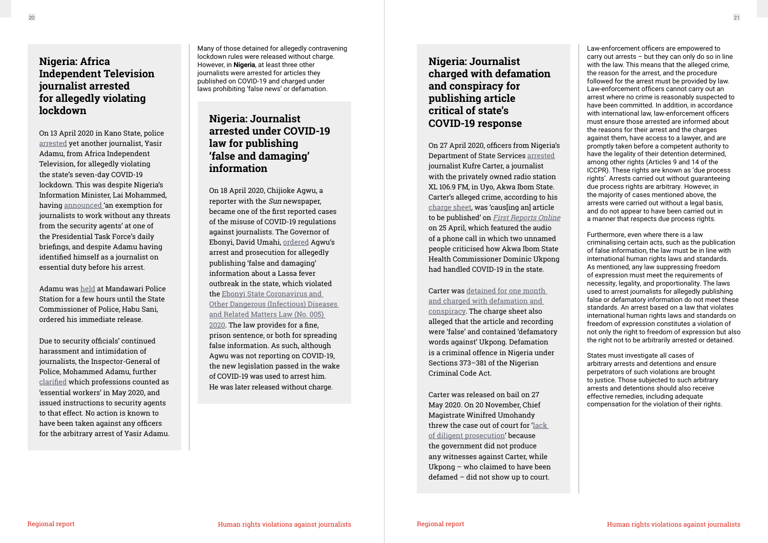## Nigeria: Africa Independent Television journalist arrested for allegedly violating lockdown

On 13 April 2020 in Kano State, police arrested yet another journalist, Yasir Adamu, from Africa Independent Television, for allegedly violating the state's seven-day COVID-19 lockdown. This was despite Nigeria's Information Minister, Lai Mohammed, having announced 'an exemption for journalists to work without any threats from the security agents' at one of the Presidential Task Force's daily briefings, and despite Adamu having identified himself as a journalist on essential duty before his arrest.

Adamu was held at Mandawari Police Station for a few hours until the State Commissioner of Police, Habu Sani, ordered his immediate release.

Due to security officials' continued harassment and intimidation of journalists, the Inspector-General of Police, Mohammed Adamu, further clarified which professions counted as 'essential workers' in May 2020, and issued instructions to security agents to that effect. No action is known to have been taken against any officers for the arbitrary arrest of Yasir Adamu.

Many of those detained for allegedly contravening lockdown rules were released without charge. However, in **Nigeria**, at least three other journalists were arrested for articles they published on COVID-19 and charged under laws prohibiting 'false news' or defamation.

## Nigeria: Journalist arrested under COVID-19 law for publishing 'false and damaging' information

On 18 April 2020, Chijioke Agwu, a reporter with the *Sun* newspaper, became one of the first reported cases of the misuse of COVID-19 regulations against journalists. The Governor of Ebonyi, David Umahi, ordered Agwu's arrest and prosecution for allegedly publishing 'false and damaging' information about a Lassa fever outbreak in the state, which violated the Ebonyi State Coronavirus and Other Dangerous (Infectious) Diseases and Related Matters Law (No. 005) 2020. The law provides for a fine, prison sentence, or both for spreading false information. As such, although Agwu was not reporting on COVID-19, the new legislation passed in the wake of COVID-19 was used to arrest him. He was later released without charge.

## Nigeria: Journalist charged with defamation and conspiracy for publishing article critical of state's COVID-19 response

On 27 April 2020, officers from Nigeria's Department of State Services arrested journalist Kufre Carter, a journalist with the privately owned radio station XL 106.9 FM, in Uyo, Akwa Ibom State. Carter's alleged crime, according to his charge sheet, was 'caus[ing an] article to be published' on *First Reports Online* on 25 April, which featured the audio of a phone call in which two unnamed people criticised how Akwa Ibom State Health Commissioner Dominic Ukpong had handled COVID-19 in the state.

Carter was detained for one month and charged with defamation and conspiracy. The charge sheet also alleged that the article and recording were 'false' and contained 'defamatory words against' Ukpong. Defamation is a criminal offence in Nigeria under Sections 373–381 of the Nigerian Criminal Code Act.

Carter was released on bail on 27 May 2020. On 20 November, Chief Magistrate Winifred Umohandy threw the case out of court for 'lack of diligent prosecution' because the government did not produce any witnesses against Carter, while Ukpong – who claimed to have been defamed – did not show up to court.

Law-enforcement officers are empowered to carry out arrests – but they can only do so in line with the law. This means that the alleged crime, the reason for the arrest, and the procedure followed for the arrest must be provided by law. Law-enforcement officers cannot carry out an arrest where no crime is reasonably suspected to have been committed. In addition, in accordance with international law, law-enforcement officers must ensure those arrested are informed about the reasons for their arrest and the charges against them, have access to a lawyer, and are promptly taken before a competent authority to have the legality of their detention determined, among other rights (Articles 9 and 14 of the ICCPR). These rights are known as 'due process rights'. Arrests carried out without guaranteeing due process rights are arbitrary. However, in the majority of cases mentioned above, the arrests were carried out without a legal basis, and do not appear to have been carried out in a manner that respects due process rights.

Furthermore, even where there is a law criminalising certain acts, such as the publication of false information, the law must be in line with international human rights laws and standards. As mentioned, any law suppressing freedom of expression must meet the requirements of necessity, legality, and proportionality. The laws used to arrest journalists for allegedly publishing false or defamatory information do not meet these standards. An arrest based on a law that violates international human rights laws and standards on freedom of expression constitutes a violation of not only the right to freedom of expression but also the right not to be arbitrarily arrested or detained.

States must investigate all cases of arbitrary arrests and detentions and ensure perpetrators of such violations are brought to justice. Those subjected to such arbitrary arrests and detentions should also receive effective remedies, including adequate compensation for the violation of their rights.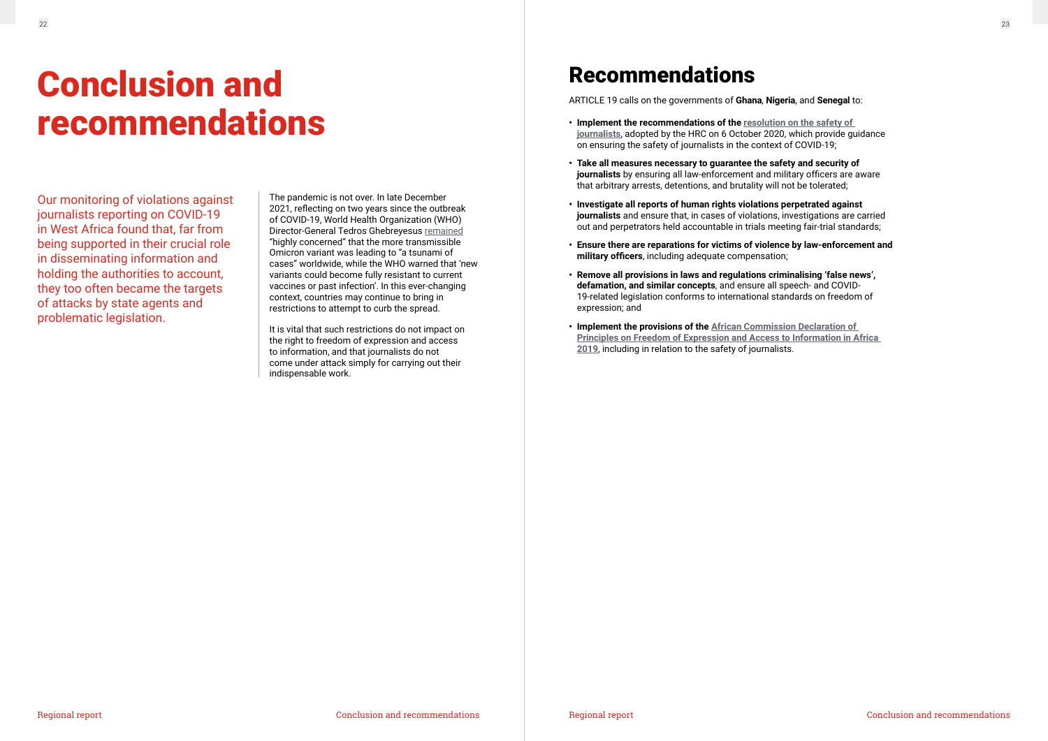# Conclusion and recommendations

Our monitoring of violations against journalists reporting on COVID-19 in West Africa found that, far from being supported in their crucial role in disseminating information and holding the authorities to account, they too often became the targets of attacks by state agents and problematic legislation.

The pandemic is not over. In late December 2021, reflecting on two years since the outbreak of COVID-19, World Health Organization (WHO) Director-General Tedros Ghebreyesus remained "highly concerned" that the more transmissible Omicron variant was leading to "a tsunami of cases" worldwide, while the WHO warned that 'new variants could become fully resistant to current vaccines or past infection'. In this ever-changing context, countries may continue to bring in restrictions to attempt to curb the spread.

It is vital that such restrictions do not impact on the right to freedom of expression and access to information, and that journalists do not come under attack simply for carrying out their indispensable work.

## Recommendations

ARTICLE 19 calls on the governments of **Ghana**, **Nigeria**, and **Senegal** to:

- **Implement the recommendations of the resolution on the safety of journalists**, adopted by the HRC on 6 October 2020, which provide guidance on ensuring the safety of journalists in the context of COVID-19;
- **Take all measures necessary to guarantee the safety and security of journalists** by ensuring all law-enforcement and military officers are aware that arbitrary arrests, detentions, and brutality will not be tolerated;
- **Investigate all reports of human rights violations perpetrated against journalists** and ensure that, in cases of violations, investigations are carried out and perpetrators held accountable in trials meeting fair-trial standards;
- **Ensure there are reparations for victims of violence by law-enforcement and military officers**, including adequate compensation;
- **Remove all provisions in laws and regulations criminalising 'false news', defamation, and similar concepts**, and ensure all speech- and COVID-19-related legislation conforms to international standards on freedom of expression; and
- **Implement the provisions of the African Commission Declaration of Principles on Freedom of Expression and Access to Information in Africa 2019**, including in relation to the safety of journalists.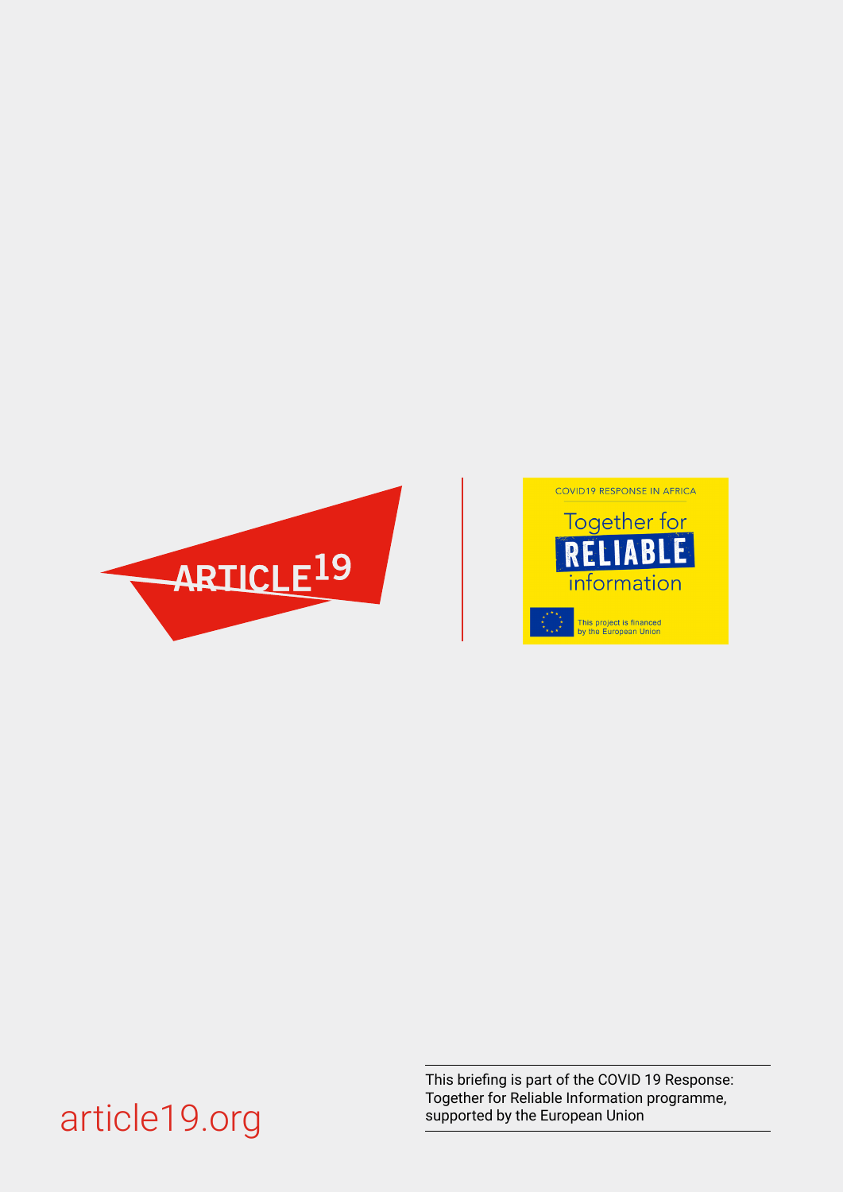ARTICLE 19

COVID19 RESPONSE IN AFRICA

Together for RELIABLE information

This project is financed by the European Union

article19.org

This briefing is part of the COVID 19 Response: Together for Reliable Information programme, supported by the European Union